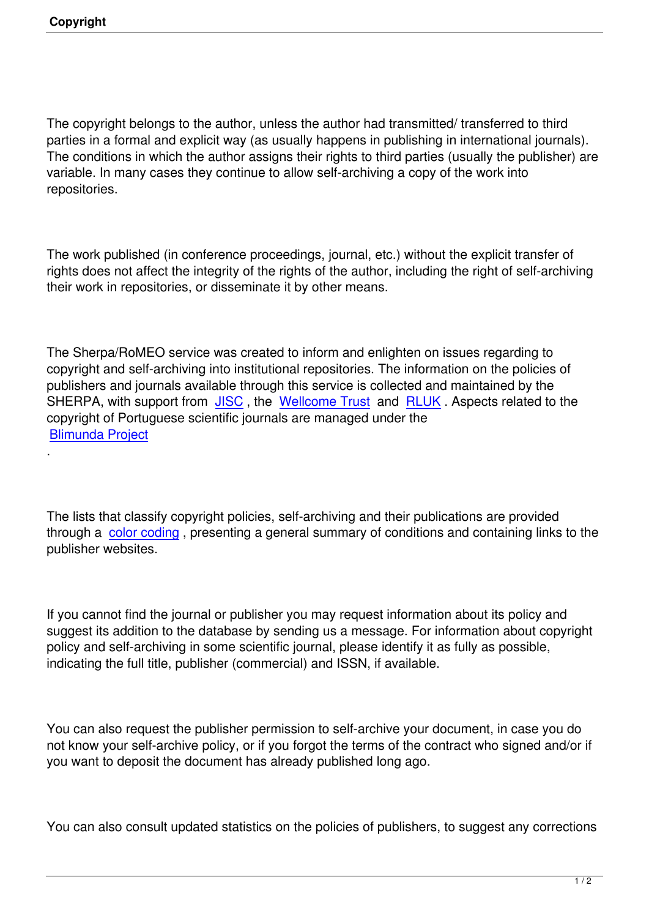# Copyright

The copyright belongs to the author, unless the author had transmitted/ transferred to third parties in a formal and explicit way (as usually happens in publishing in international journals). The conditions in which the author assigns their rights to third parties (usually the publisher) are variable. In many cases they continue to allow self-archiving a copy of the work into repositories.

The work published (in conference proceedings, journal, etc.) without the explicit transfer of rights does not affect the integrity of the rights of the author, including the right of self-archiving their work in repositories, or disseminate it by other means.

The Sherpa/RoMEO service was created to inform and enlighten on issues regarding to copyright and self-archiving into institutional repositories. The information on the policies of publishers and journals available through this service is collected and maintained by the SHERPA, with support from JISC , the Wellcome Trust and RLUK . Aspects related to the copyright of Portuguese scientific journals are managed under the Blimunda Project .

The lists that classify copyright policies, self-archiving and their publications are provided through a color coding , presenting a general summary of conditions and containing links to the publisher websites.

If you cannot find the journal or publisher you may request information about its policy and suggest its addition to the database by sending us a message. For information about copyright policy and self-archiving in some scientific journal, please identify it as fully as possible, indicating the full title, publisher (commercial) and ISSN, if available.

You can also request the publisher permission to self-archive your document, in case you do not know your self-archive policy, or if you forgot the terms of the contract who signed and/or if you want to deposit the document has already published long ago.

You can also consult updated statistics on the policies of publishers, to suggest any corrections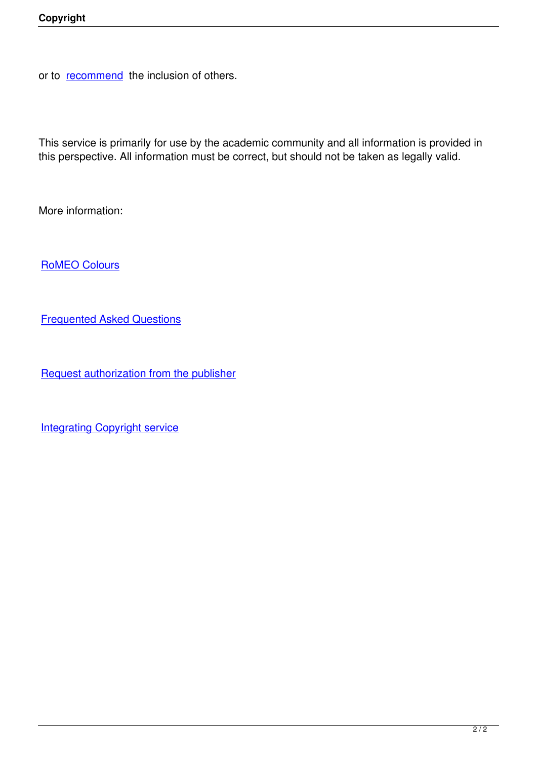or to recommend the inclusion of others.

This service is primarily for use by the academic community and all information is provided in this perspective. All information must be correct, but should not be taken as legally valid.

More information:

RoMEO Colours

Frequented Asked Questions

Request authorization from the publisher

Integrating Copyright service